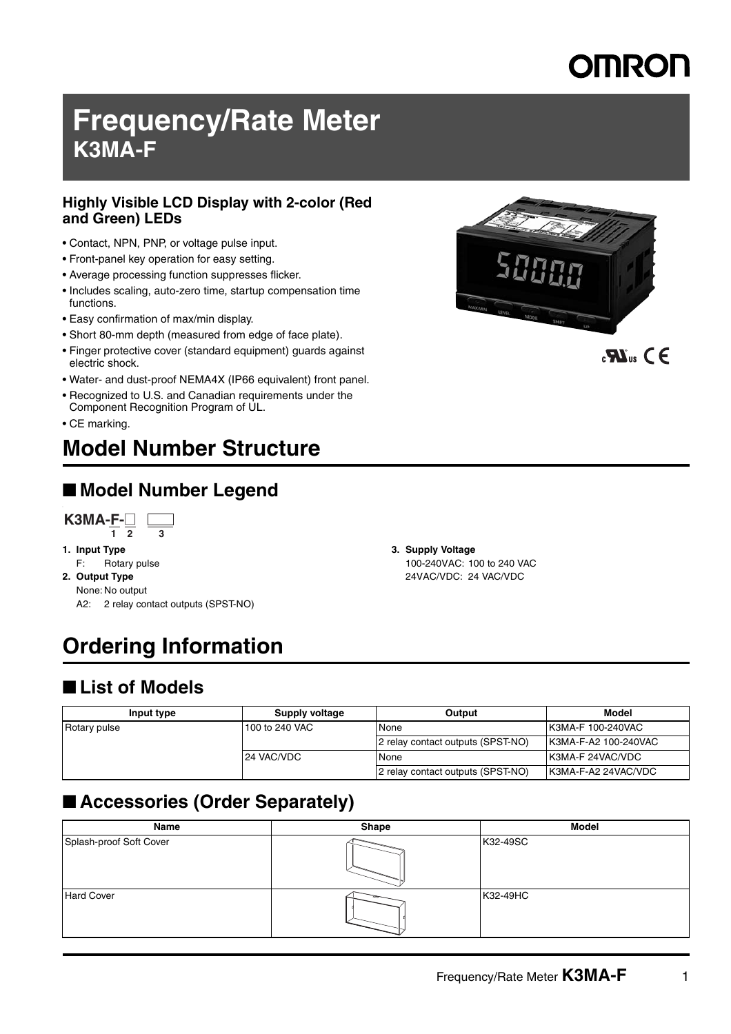# Frequency/Rate Meter
## K3MA-F

### Highly Visible LCD Display with 2-color (Red and Green) LEDs

- Contact, NPN, PNP, or voltage pulse input.
- Front-panel key operation for easy setting.
- Average processing function suppresses flicker.
- Includes scaling, auto-zero time, startup compensation time functions.
- Easy confirmation of max/min display.
- Short 80-mm depth (measured from edge of face plate).
- Finger protective cover (standard equipment) guards against electric shock.
- Water- and dust-proof NEMA4X (IP66 equivalent) front panel.
- Recognized to U.S. and Canadian requirements under the Component Recognition Program of UL.
- CE marking.

# Model Number Structure

## ■ Model Number Legend

K3MA-F-□ ▭
 1 2 3

1. **Input Type**
   F: Rotary pulse
2. **Output Type**
   None: No output
   A2: 2 relay contact outputs (SPST-NO)
3. **Supply Voltage**
   100-240VAC: 100 to 240 VAC
   24VAC/VDC: 24 VAC/VDC

# Ordering Information

## ■ List of Models

| Input type | Supply voltage | Output | Model |
|---|---|---|---|
| Rotary pulse | 100 to 240 VAC | None | K3MA-F 100-240VAC |
| | | 2 relay contact outputs (SPST-NO) | K3MA-F-A2 100-240VAC |
| | 24 VAC/VDC | None | K3MA-F 24VAC/VDC |
| | | 2 relay contact outputs (SPST-NO) | K3MA-F-A2 24VAC/VDC |

## ■ Accessories (Order Separately)

| Name | Shape | Model |
|---|---|---|
| Splash-proof Soft Cover | | K32-49SC |
| Hard Cover | | K32-49HC |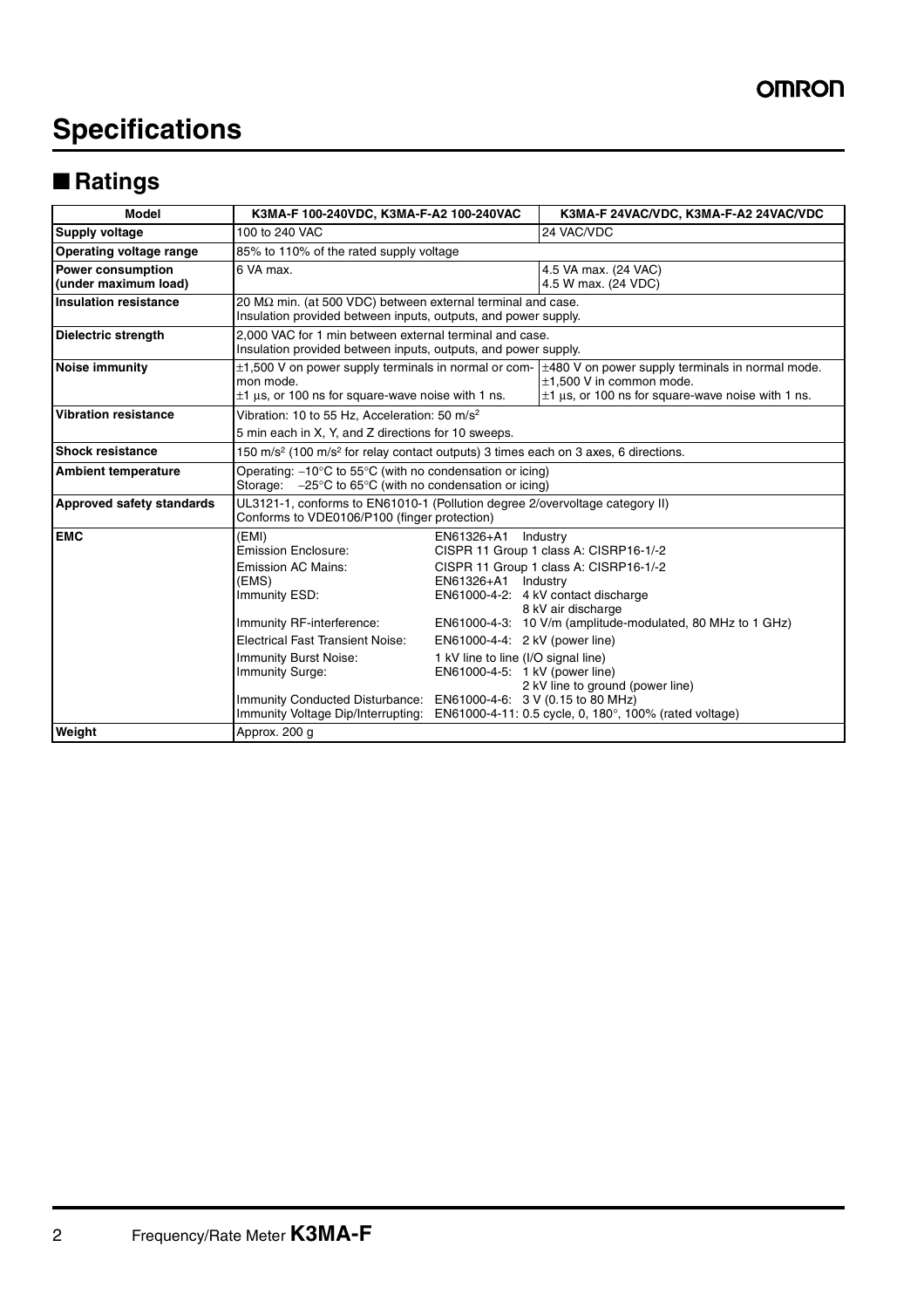# Specifications

## ■ Ratings

| Model | K3MA-F 100-240VDC, K3MA-F-A2 100-240VAC | K3MA-F 24VAC/VDC, K3MA-F-A2 24VAC/VDC |
|---|---|---|
| **Supply voltage** | 100 to 240 VAC | 24 VAC/VDC |
| **Operating voltage range** | 85% to 110% of the rated supply voltage | |
| **Power consumption (under maximum load)** | 6 VA max. | 4.5 VA max. (24 VAC)<br>4.5 W max. (24 VDC) |
| **Insulation resistance** | 20 MΩ min. (at 500 VDC) between external terminal and case.<br>Insulation provided between inputs, outputs, and power supply. | |
| **Dielectric strength** | 2,000 VAC for 1 min between external terminal and case.<br>Insulation provided between inputs, outputs, and power supply. | |
| **Noise immunity** | ±1,500 V on power supply terminals in normal or common mode.<br>±1 µs, or 100 ns for square-wave noise with 1 ns. | ±480 V on power supply terminals in normal mode.<br>±1,500 V in common mode.<br>±1 µs, or 100 ns for square-wave noise with 1 ns. |
| **Vibration resistance** | Vibration: 10 to 55 Hz, Acceleration: 50 m/s²<br>5 min each in X, Y, and Z directions for 10 sweeps. | |
| **Shock resistance** | 150 m/s² (100 m/s² for relay contact outputs) 3 times each on 3 axes, 6 directions. | |
| **Ambient temperature** | Operating: −10°C to 55°C (with no condensation or icing)<br>Storage: −25°C to 65°C (with no condensation or icing) | |
| **Approved safety standards** | UL3121-1, conforms to EN61010-1 (Pollution degree 2/overvoltage category II)<br>Conforms to VDE0106/P100 (finger protection) | |
| **EMC** | (EMI) EN61326+A1 Industry<br>Emission Enclosure: CISPR 11 Group 1 class A: CISRP16-1/-2<br>Emission AC Mains: CISPR 11 Group 1 class A: CISRP16-1/-2<br>(EMS) EN61326+A1 Industry<br>Immunity ESD: EN61000-4-2: 4 kV contact discharge, 8 kV air discharge<br>Immunity RF-interference: EN61000-4-3: 10 V/m (amplitude-modulated, 80 MHz to 1 GHz)<br>Electrical Fast Transient Noise: EN61000-4-4: 2 kV (power line)<br>Immunity Burst Noise: 1 kV line to line (I/O signal line)<br>Immunity Surge: EN61000-4-5: 1 kV (power line), 2 kV line to ground (power line)<br>Immunity Conducted Disturbance: EN61000-4-6: 3 V (0.15 to 80 MHz)<br>Immunity Voltage Dip/Interrupting: EN61000-4-11: 0.5 cycle, 0, 180°, 100% (rated voltage) | |
| **Weight** | Approx. 200 g | |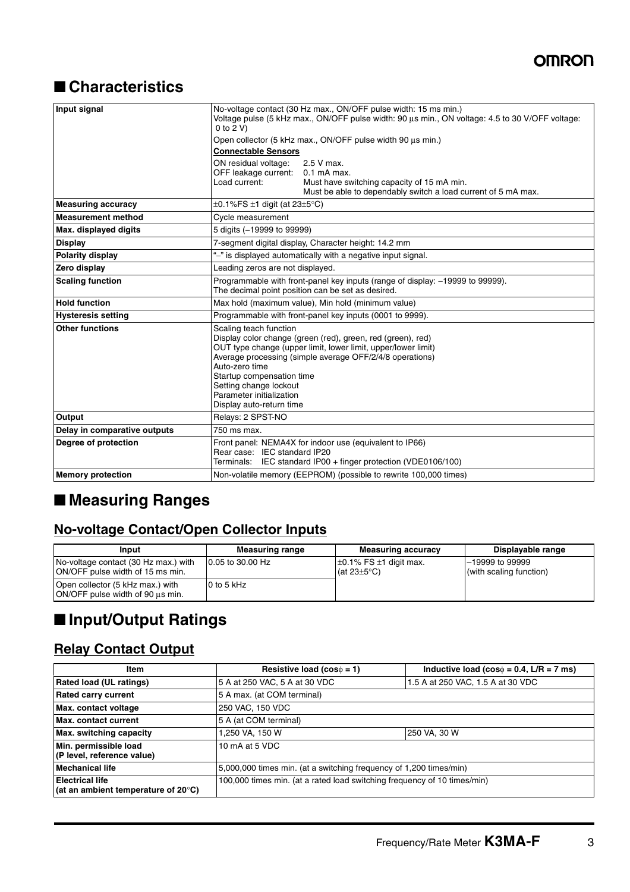## ■ Characteristics

| | |
|---|---|
| **Input signal** | No-voltage contact (30 Hz max., ON/OFF pulse width: 15 ms min.)<br>Voltage pulse (5 kHz max., ON/OFF pulse width: 90 μs min., ON voltage: 4.5 to 30 V/OFF voltage: 0 to 2 V)<br>Open collector (5 kHz max., ON/OFF pulse width 90 μs min.)<br>**Connectable Sensors**<br>ON residual voltage: 2.5 V max.<br>OFF leakage current: 0.1 mA max.<br>Load current: Must have switching capacity of 15 mA min. Must be able to dependably switch a load current of 5 mA max. |
| **Measuring accuracy** | ±0.1%FS ±1 digit (at 23±5°C) |
| **Measurement method** | Cycle measurement |
| **Max. displayed digits** | 5 digits (−19999 to 99999) |
| **Display** | 7-segment digital display, Character height: 14.2 mm |
| **Polarity display** | "−" is displayed automatically with a negative input signal. |
| **Zero display** | Leading zeros are not displayed. |
| **Scaling function** | Programmable with front-panel key inputs (range of display: −19999 to 99999).<br>The decimal point position can be set as desired. |
| **Hold function** | Max hold (maximum value), Min hold (minimum value) |
| **Hysteresis setting** | Programmable with front-panel key inputs (0001 to 9999). |
| **Other functions** | Scaling teach function<br>Display color change (green (red), green, red (green), red)<br>OUT type change (upper limit, lower limit, upper/lower limit)<br>Average processing (simple average OFF/2/4/8 operations)<br>Auto-zero time<br>Startup compensation time<br>Setting change lockout<br>Parameter initialization<br>Display auto-return time |
| **Output** | Relays: 2 SPST-NO |
| **Delay in comparative outputs** | 750 ms max. |
| **Degree of protection** | Front panel: NEMA4X for indoor use (equivalent to IP66)<br>Rear case: IEC standard IP20<br>Terminals: IEC standard IP00 + finger protection (VDE0106/100) |
| **Memory protection** | Non-volatile memory (EEPROM) (possible to rewrite 100,000 times) |

## ■ Measuring Ranges

### No-voltage Contact/Open Collector Inputs

| Input | Measuring range | Measuring accuracy | Displayable range |
|---|---|---|---|
| No-voltage contact (30 Hz max.) with ON/OFF pulse width of 15 ms min. | 0.05 to 30.00 Hz | ±0.1% FS ±1 digit max. (at 23±5°C) | −19999 to 99999 (with scaling function) |
| Open collector (5 kHz max.) with ON/OFF pulse width of 90 μs min. | 0 to 5 kHz | | |

## ■ Input/Output Ratings

### Relay Contact Output

| Item | Resistive load (cosϕ = 1) | Inductive load (cosϕ = 0.4, L/R = 7 ms) |
|---|---|---|
| **Rated load (UL ratings)** | 5 A at 250 VAC, 5 A at 30 VDC | 1.5 A at 250 VAC, 1.5 A at 30 VDC |
| **Rated carry current** | 5 A max. (at COM terminal) | |
| **Max. contact voltage** | 250 VAC, 150 VDC | |
| **Max. contact current** | 5 A (at COM terminal) | |
| **Max. switching capacity** | 1,250 VA, 150 W | 250 VA, 30 W |
| **Min. permissible load (P level, reference value)** | 10 mA at 5 VDC | |
| **Mechanical life** | 5,000,000 times min. (at a switching frequency of 1,200 times/min) | |
| **Electrical life (at an ambient temperature of 20°C)** | 100,000 times min. (at a rated load switching frequency of 10 times/min) | |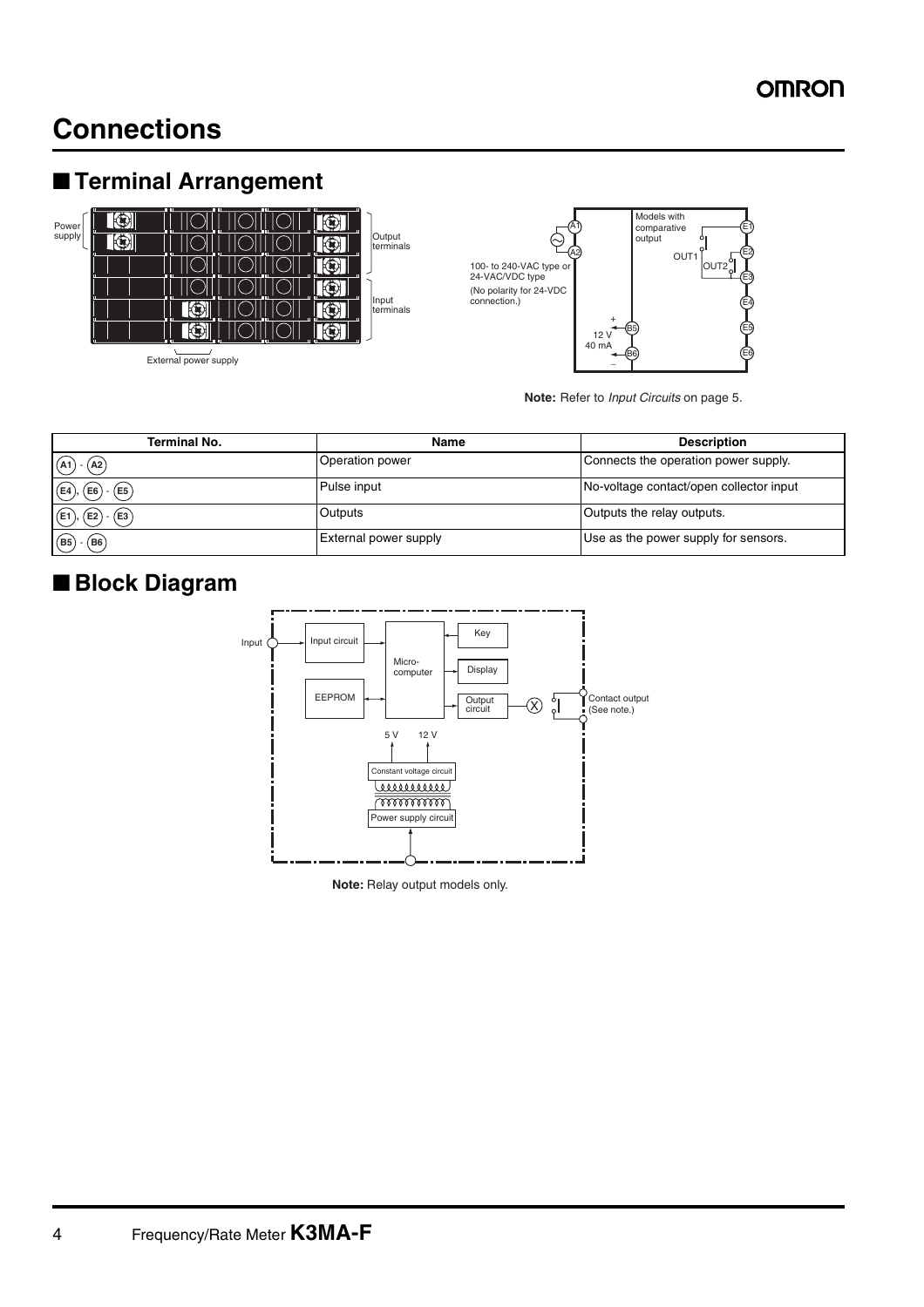# Connections

## ■ Terminal Arrangement

**Note:** Refer to *Input Circuits* on page 5.

| Terminal No. | Name | Description |
|---|---|---|
| A1 - A2 | Operation power | Connects the operation power supply. |
| E4, E6 - E5 | Pulse input | No-voltage contact/open collector input |
| E1, E2 - E3 | Outputs | Outputs the relay outputs. |
| B5 - B6 | External power supply | Use as the power supply for sensors. |

## ■ Block Diagram

**Note:** Relay output models only.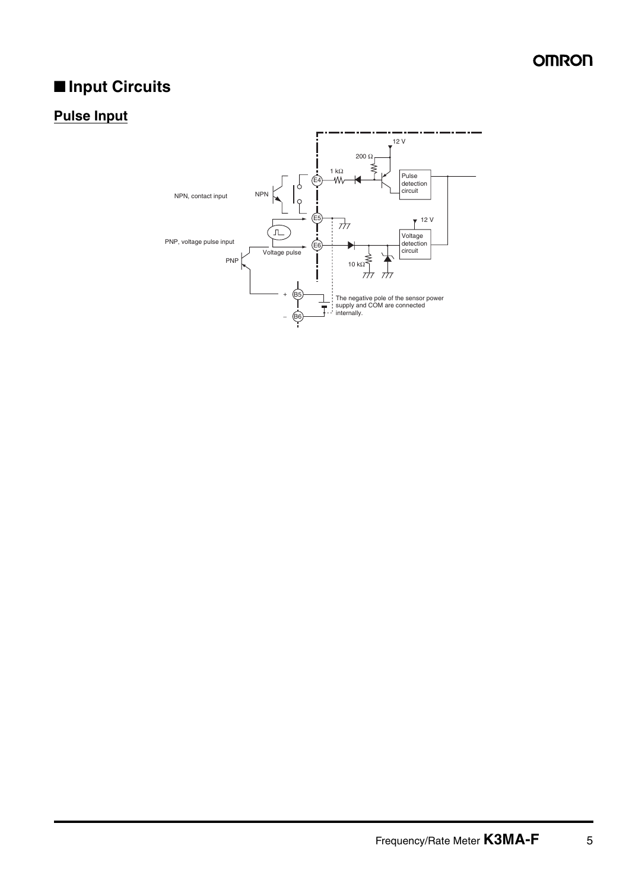## Input Circuits

### Pulse Input

NPN, contact input

NPN

PNP, voltage pulse input

PNP

Voltage pulse

12 V

200 Ω

1 kΩ

E4

E5

E6

B5

B6

Pulse detection circuit

12 V

Voltage detection circuit

10 kΩ

+

−

The negative pole of the sensor power supply and COM are connected internally.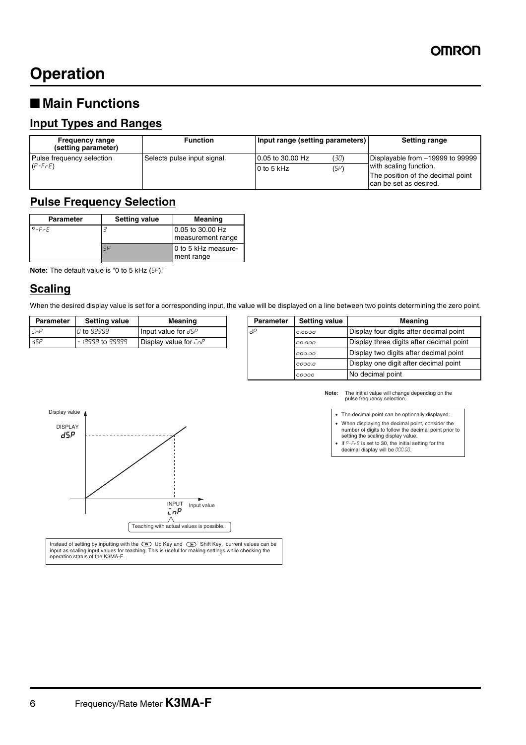# Operation

## ■ Main Functions

### Input Types and Ranges

| Frequency range (setting parameter) | Function | Input range (setting parameters) | | Setting range |
|---|---|---|---|---|
| Pulse frequency selection (P-FrE) | Selects pulse input signal. | 0.05 to 30.00 Hz | (30) | Displayable from −19999 to 99999 with scaling function. The position of the decimal point can be set as desired. |
| | | 0 to 5 kHz | (5K) | |

### Pulse Frequency Selection

| Parameter | Setting value | Meaning |
|---|---|---|
| P-FrE | 3 | 0.05 to 30.00 Hz measurement range |
| | 5K | 0 to 5 kHz measurement range |

**Note:** The default value is "0 to 5 kHz (5K)."

### Scaling

When the desired display value is set for a corresponding input, the value will be displayed on a line between two points determining the zero point.

| Parameter | Setting value | Meaning |
|---|---|---|
| inP | 0 to 99999 | Input value for dSP |
| dSP | - 19999 to 99999 | Display value for inP |

| Parameter | Setting value | Meaning |
|---|---|---|
| dP | 0.0000 | Display four digits after decimal point |
| | 00.000 | Display three digits after decimal point |
| | 000.00 | Display two digits after decimal point |
| | 0000.0 | Display one digit after decimal point |
| | 00000 | No decimal point |

**Note:** The initial value will change depending on the pulse frequency selection.

- The decimal point can be optionally displayed.
- When displaying the decimal point, consider the number of digits to follow the decimal point prior to setting the scaling display value.
- If P-FrE is set to 30, the initial setting for the decimal display will be 000.00.

Display value

DISPLAY dSP

INPUT inP Input value

Teaching with actual values is possible.

Instead of setting by inputting with the Up Key and Shift Key, current values can be input as scaling input values for teaching. This is useful for making settings while checking the operation status of the K3MA-F.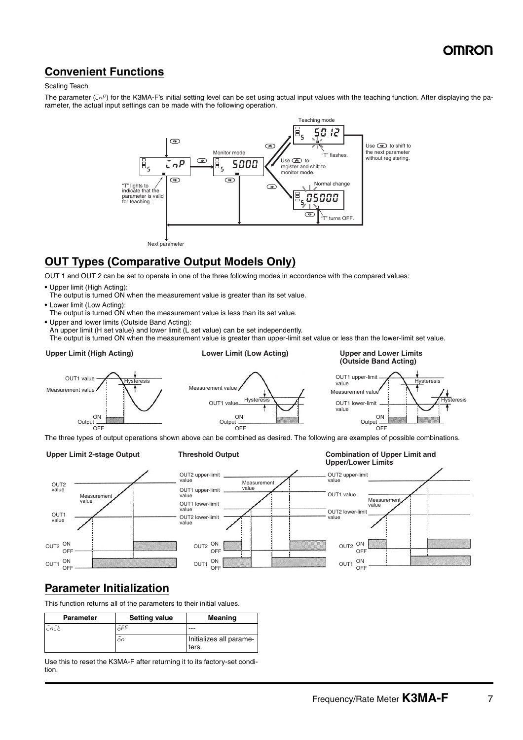## Convenient Functions

Scaling Teach

The parameter (ĩnP) for the K3MA-F's initial setting level can be set using actual input values with the teaching function. After displaying the parameter, the actual input settings can be made with the following operation.

## OUT Types (Comparative Output Models Only)

OUT 1 and OUT 2 can be set to operate in one of the three following modes in accordance with the compared values:

- Upper limit (High Acting):
  The output is turned ON when the measurement value is greater than its set value.
- Lower limit (Low Acting):
  The output is turned ON when the measurement value is less than its set value.
- Upper and lower limits (Outside Band Acting):
  An upper limit (H set value) and lower limit (L set value) can be set independently.
  The output is turned ON when the measurement value is greater than upper-limit set value or less than the lower-limit set value.

The three types of output operations shown above can be combined as desired. The following are examples of possible combinations.

## Parameter Initialization

This function returns all of the parameters to their initial values.

| Parameter | Setting value | Meaning |
|---|---|---|
| ĩnĩt | ōFF | --- |
| | ōn | Initializes all parameters. |

Use this to reset the K3MA-F after returning it to its factory-set condition.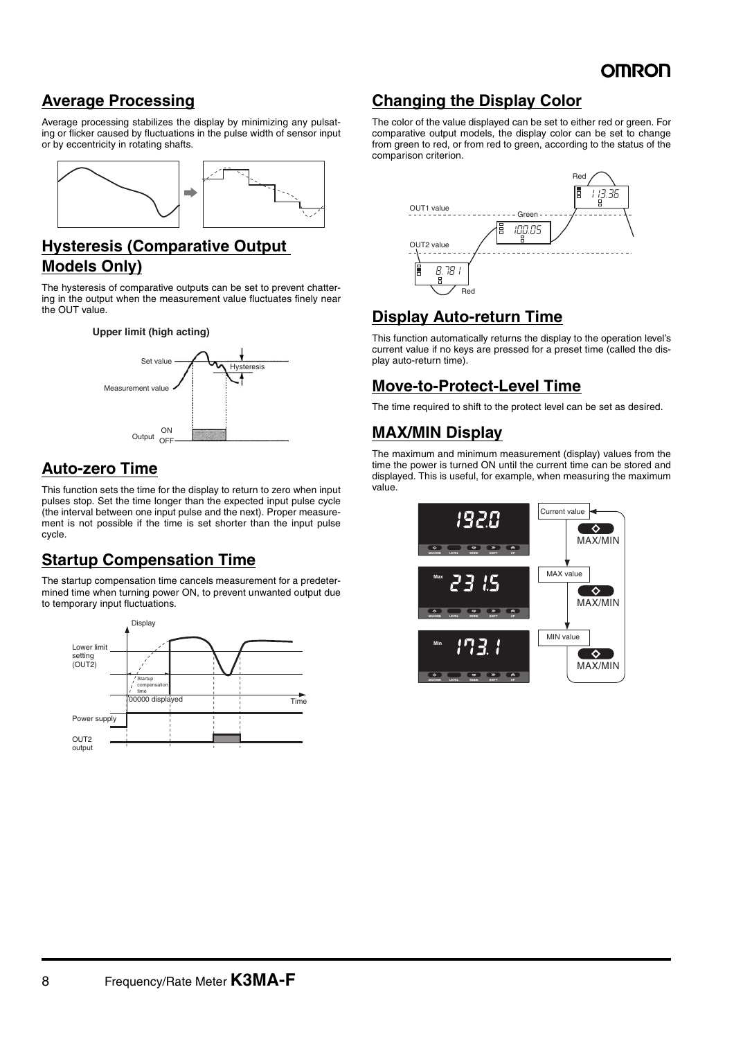## Average Processing

Average processing stabilizes the display by minimizing any pulsating or flicker caused by fluctuations in the pulse width of sensor input or by eccentricity in rotating shafts.

## Hysteresis (Comparative Output Models Only)

The hysteresis of comparative outputs can be set to prevent chattering in the output when the measurement value fluctuates finely near the OUT value.

**Upper limit (high acting)**

Set value
Hysteresis
Measurement value
Output ON OFF

## Auto-zero Time

This function sets the time for the display to return to zero when input pulses stop. Set the time longer than the expected input pulse cycle (the interval between one input pulse and the next). Proper measurement is not possible if the time is set shorter than the input pulse cycle.

## Startup Compensation Time

The startup compensation time cancels measurement for a predetermined time when turning power ON, to prevent unwanted output due to temporary input fluctuations.

Display
Lower limit setting (OUT2)
Startup compensation time
00000 displayed
Time
Power supply
OUT2 output

## Changing the Display Color

The color of the value displayed can be set to either red or green. For comparative output models, the display color can be set to change from green to red, or from red to green, according to the status of the comparison criterion.

Red
113.36
OUT1 value
Green
100.05
OUT2 value
8.781
Red

## Display Auto-return Time

This function automatically returns the display to the operation level's current value if no keys are pressed for a preset time (called the display auto-return time).

## Move-to-Protect-Level Time

The time required to shift to the protect level can be set as desired.

## MAX/MIN Display

The maximum and minimum measurement (display) values from the time the power is turned ON until the current time can be stored and displayed. This is useful, for example, when measuring the maximum value.

192.0 — Current value → MAX/MIN
Max 231.5 — MAX value → MAX/MIN
Min 173.1 — MIN value → MAX/MIN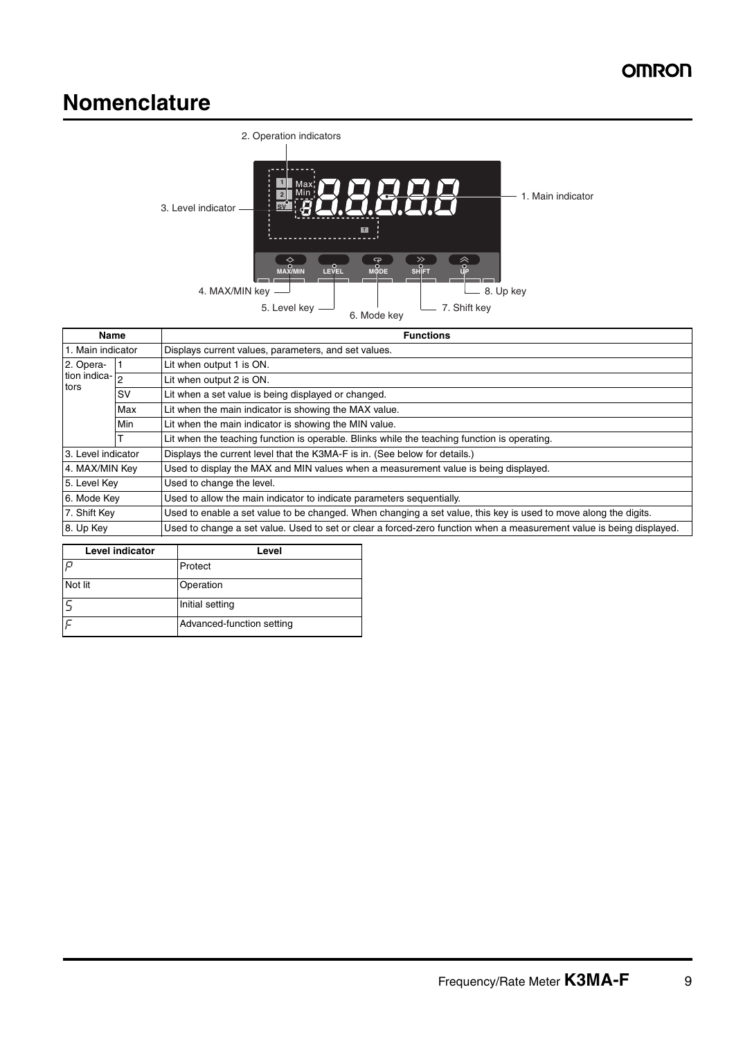## Nomenclature

2. Operation indicators

3. Level indicator

1. Main indicator

4. MAX/MIN key

5. Level key

6. Mode key

7. Shift key

8. Up key

| Name | | Functions |
|---|---|---|
| 1. Main indicator | | Displays current values, parameters, and set values. |
| 2. Operation indicators | 1 | Lit when output 1 is ON. |
| | 2 | Lit when output 2 is ON. |
| | SV | Lit when a set value is being displayed or changed. |
| | Max | Lit when the main indicator is showing the MAX value. |
| | Min | Lit when the main indicator is showing the MIN value. |
| | T | Lit when the teaching function is operable. Blinks while the teaching function is operating. |
| 3. Level indicator | | Displays the current level that the K3MA-F is in. (See below for details.) |
| 4. MAX/MIN Key | | Used to display the MAX and MIN values when a measurement value is being displayed. |
| 5. Level Key | | Used to change the level. |
| 6. Mode Key | | Used to allow the main indicator to indicate parameters sequentially. |
| 7. Shift Key | | Used to enable a set value to be changed. When changing a set value, this key is used to move along the digits. |
| 8. Up Key | | Used to change a set value. Used to set or clear a forced-zero function when a measurement value is being displayed. |

| Level indicator | Level |
|---|---|
| P | Protect |
| Not lit | Operation |
| S | Initial setting |
| F | Advanced-function setting |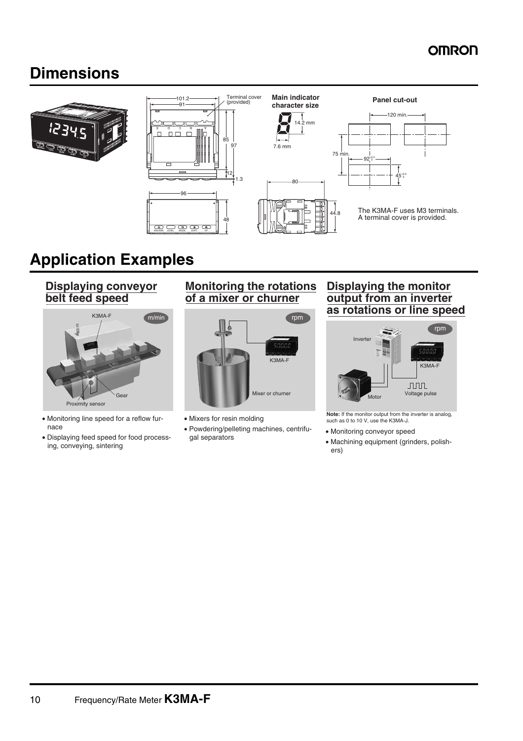# Dimensions

Terminal cover (provided)

**Main indicator character size**

14.2 mm

7.6 mm

**Panel cut-out**

120 min.

75 min.

$92^{+0.5}_{0}$

$45^{+0.5}_{0}$

101.2, 91, 85, 97, 12, 1.3, 96, 48, 80, 44.8

The K3MA-F uses M3 terminals.
A terminal cover is provided.

# Application Examples

## Displaying conveyor belt feed speed

K3MA-F, m/min, Gear, Proximity sensor

- Monitoring line speed for a reflow furnace
- Displaying feed speed for food processing, conveying, sintering

## Monitoring the rotations of a mixer or churner

rpm, K3MA-F, Mixer or churner

- Mixers for resin molding
- Powdering/pelleting machines, centrifugal separators

## Displaying the monitor output from an inverter as rotations or line speed

Inverter, rpm, K3MA-F, Motor, Voltage pulse

**Note:** If the monitor output from the inverter is analog, such as 0 to 10 V, use the K3MA-J.

- Monitoring conveyor speed
- Machining equipment (grinders, polishers)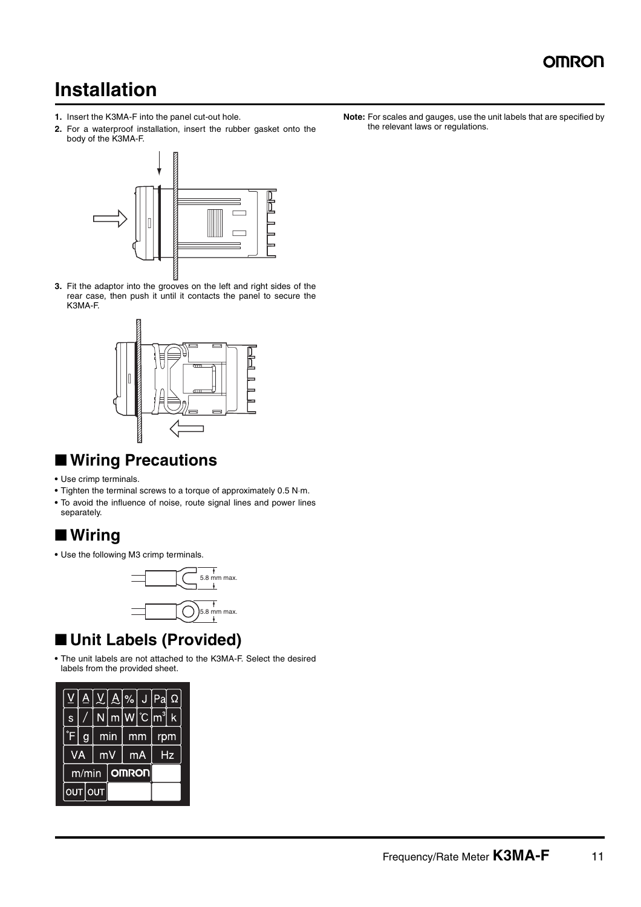# Installation

1. Insert the K3MA-F into the panel cut-out hole.
2. For a waterproof installation, insert the rubber gasket onto the body of the K3MA-F.
3. Fit the adaptor into the grooves on the left and right sides of the rear case, then push it until it contacts the panel to secure the K3MA-F.

## ■ Wiring Precautions

- Use crimp terminals.
- Tighten the terminal screws to a torque of approximately 0.5 N·m.
- To avoid the influence of noise, route signal lines and power lines separately.

## ■ Wiring

- Use the following M3 crimp terminals.

5.8 mm max.

5.8 mm max.

## ■ Unit Labels (Provided)

- The unit labels are not attached to the K3MA-F. Select the desired labels from the provided sheet.

| V | A | V | A | % | J | Pa | Ω |
|---|---|---|---|---|---|---|---|
| s | / | N | m | W | °C | $m^3$ | k |
| °F | g | min | | mm | | rpm | |
| VA | | mV | | mA | | Hz | |
| m/min | | OMRON | | | | | |
| OUT | OUT | | | | | | |

**Note:** For scales and gauges, use the unit labels that are specified by the relevant laws or regulations.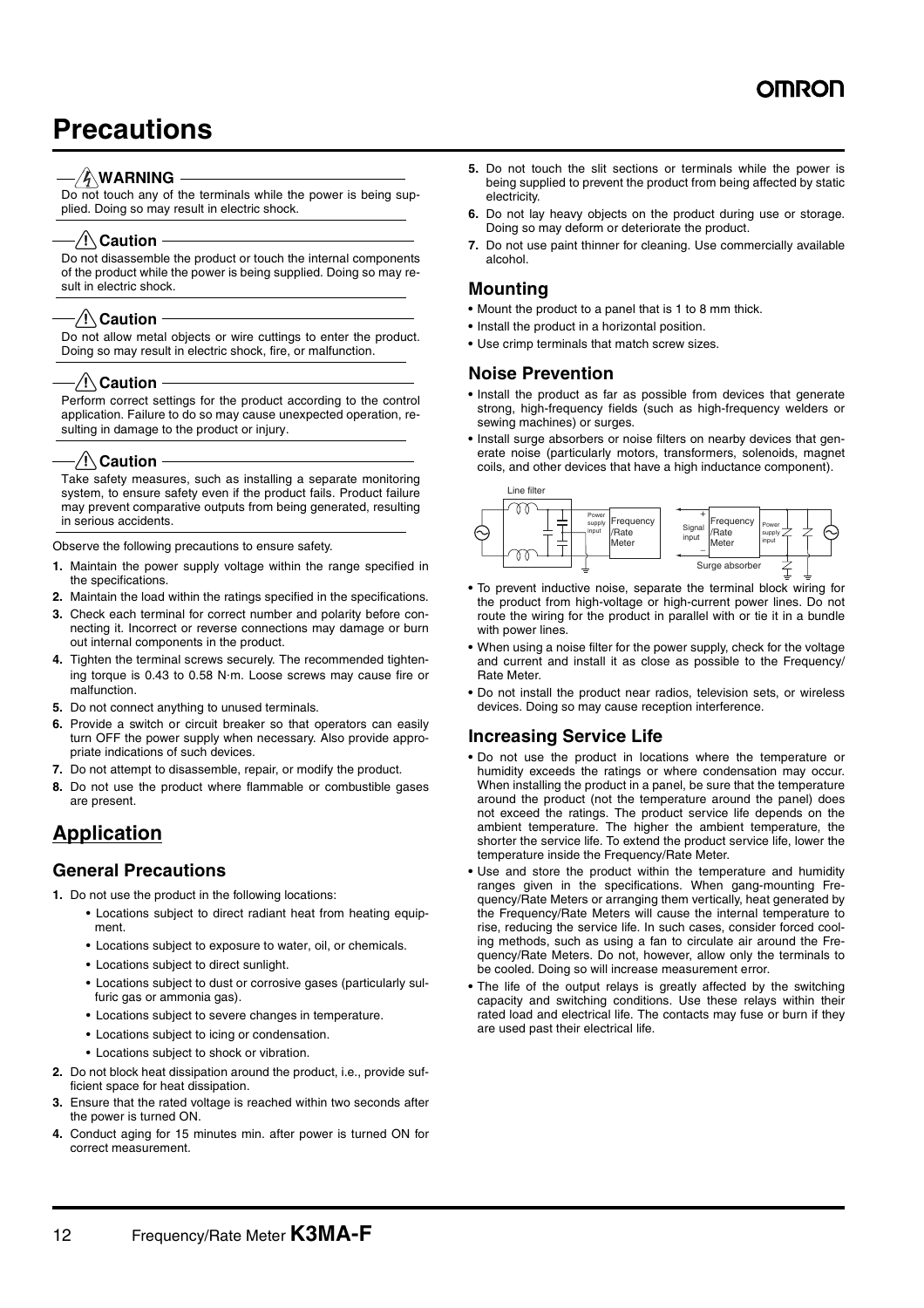# Precautions

**⚠ WARNING**

Do not touch any of the terminals while the power is being supplied. Doing so may result in electric shock.

**⚠ Caution**

Do not disassemble the product or touch the internal components of the product while the power is being supplied. Doing so may result in electric shock.

**⚠ Caution**

Do not allow metal objects or wire cuttings to enter the product. Doing so may result in electric shock, fire, or malfunction.

**⚠ Caution**

Perform correct settings for the product according to the control application. Failure to do so may cause unexpected operation, resulting in damage to the product or injury.

**⚠ Caution**

Take safety measures, such as installing a separate monitoring system, to ensure safety even if the product fails. Product failure may prevent comparative outputs from being generated, resulting in serious accidents.

Observe the following precautions to ensure safety.

1. Maintain the power supply voltage within the range specified in the specifications.
2. Maintain the load within the ratings specified in the specifications.
3. Check each terminal for correct number and polarity before connecting it. Incorrect or reverse connections may damage or burn out internal components in the product.
4. Tighten the terminal screws securely. The recommended tightening torque is 0.43 to 0.58 N·m. Loose screws may cause fire or malfunction.
5. Do not connect anything to unused terminals.
6. Provide a switch or circuit breaker so that operators can easily turn OFF the power supply when necessary. Also provide appropriate indications of such devices.
7. Do not attempt to disassemble, repair, or modify the product.
8. Do not use the product where flammable or combustible gases are present.

## Application

### General Precautions

1. Do not use the product in the following locations:
   - Locations subject to direct radiant heat from heating equipment.
   - Locations subject to exposure to water, oil, or chemicals.
   - Locations subject to direct sunlight.
   - Locations subject to dust or corrosive gases (particularly sulfuric gas or ammonia gas).
   - Locations subject to severe changes in temperature.
   - Locations subject to icing or condensation.
   - Locations subject to shock or vibration.
2. Do not block heat dissipation around the product, i.e., provide sufficient space for heat dissipation.
3. Ensure that the rated voltage is reached within two seconds after the power is turned ON.
4. Conduct aging for 15 minutes min. after power is turned ON for correct measurement.
5. Do not touch the slit sections or terminals while the power is being supplied to prevent the product from being affected by static electricity.
6. Do not lay heavy objects on the product during use or storage. Doing so may deform or deteriorate the product.
7. Do not use paint thinner for cleaning. Use commercially available alcohol.

### Mounting

- Mount the product to a panel that is 1 to 8 mm thick.
- Install the product in a horizontal position.
- Use crimp terminals that match screw sizes.

### Noise Prevention

- Install the product as far as possible from devices that generate strong, high-frequency fields (such as high-frequency welders or sewing machines) or surges.
- Install surge absorbers or noise filters on nearby devices that generate noise (particularly motors, transformers, solenoids, magnet coils, and other devices that have a high inductance component).

Line filter — Power supply input — Frequency/Rate Meter; Signal input (+/−) — Frequency/Rate Meter — Power supply input — Surge absorber

- To prevent inductive noise, separate the terminal block wiring for the product from high-voltage or high-current power lines. Do not route the wiring for the product in parallel with or tie it in a bundle with power lines.
- When using a noise filter for the power supply, check for the voltage and current and install it as close as possible to the Frequency/Rate Meter.
- Do not install the product near radios, television sets, or wireless devices. Doing so may cause reception interference.

### Increasing Service Life

- Do not use the product in locations where the temperature or humidity exceeds the ratings or where condensation may occur. When installing the product in a panel, be sure that the temperature around the product (not the temperature around the panel) does not exceed the ratings. The product service life depends on the ambient temperature. The higher the ambient temperature, the shorter the service life. To extend the product service life, lower the temperature inside the Frequency/Rate Meter.
- Use and store the product within the temperature and humidity ranges given in the specifications. When gang-mounting Frequency/Rate Meters or arranging them vertically, heat generated by the Frequency/Rate Meters will cause the internal temperature to rise, reducing the service life. In such cases, consider forced cooling methods, such as using a fan to circulate air around the Frequency/Rate Meters. Do not, however, allow only the terminals to be cooled. Doing so will increase measurement error.
- The life of the output relays is greatly affected by the switching capacity and switching conditions. Use these relays within their rated load and electrical life. The contacts may fuse or burn if they are used past their electrical life.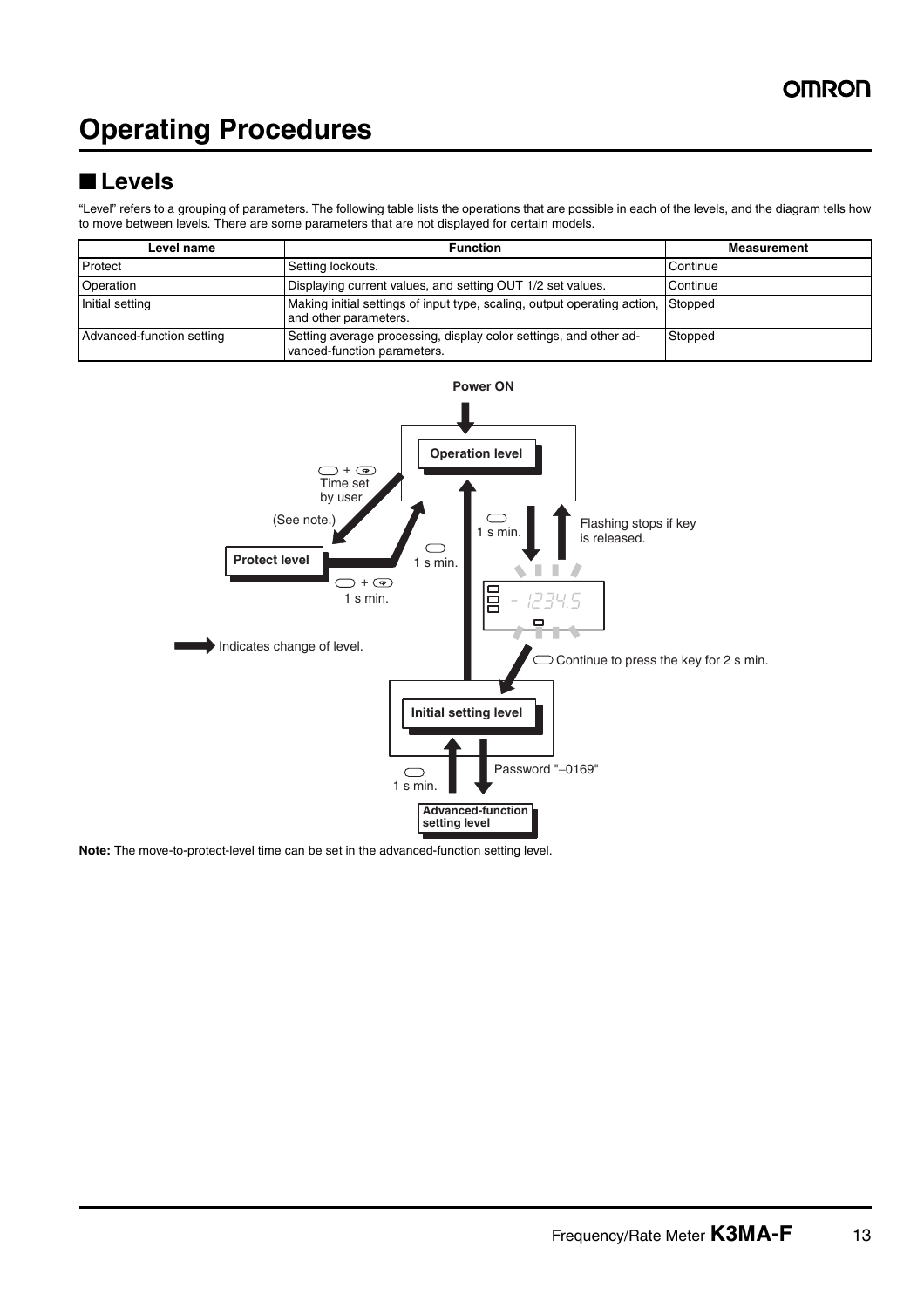# Operating Procedures

## ■ Levels

"Level" refers to a grouping of parameters. The following table lists the operations that are possible in each of the levels, and the diagram tells how to move between levels. There are some parameters that are not displayed for certain models.

| Level name | Function | Measurement |
|---|---|---|
| Protect | Setting lockouts. | Continue |
| Operation | Displaying current values, and setting OUT 1/2 set values. | Continue |
| Initial setting | Making initial settings of input type, scaling, output operating action, and other parameters. | Stopped |
| Advanced-function setting | Setting average processing, display color settings, and other advanced-function parameters. | Stopped |

Power ON

Operation level

+ Time set by user

(See note.)

Protect level

1 s min.

+ 1 s min.

1 s min.

Flashing stops if key is released.

- 1234.5

Indicates change of level.

Continue to press the key for 2 s min.

Initial setting level

1 s min.

Password "−0169"

Advanced-function setting level

**Note:** The move-to-protect-level time can be set in the advanced-function setting level.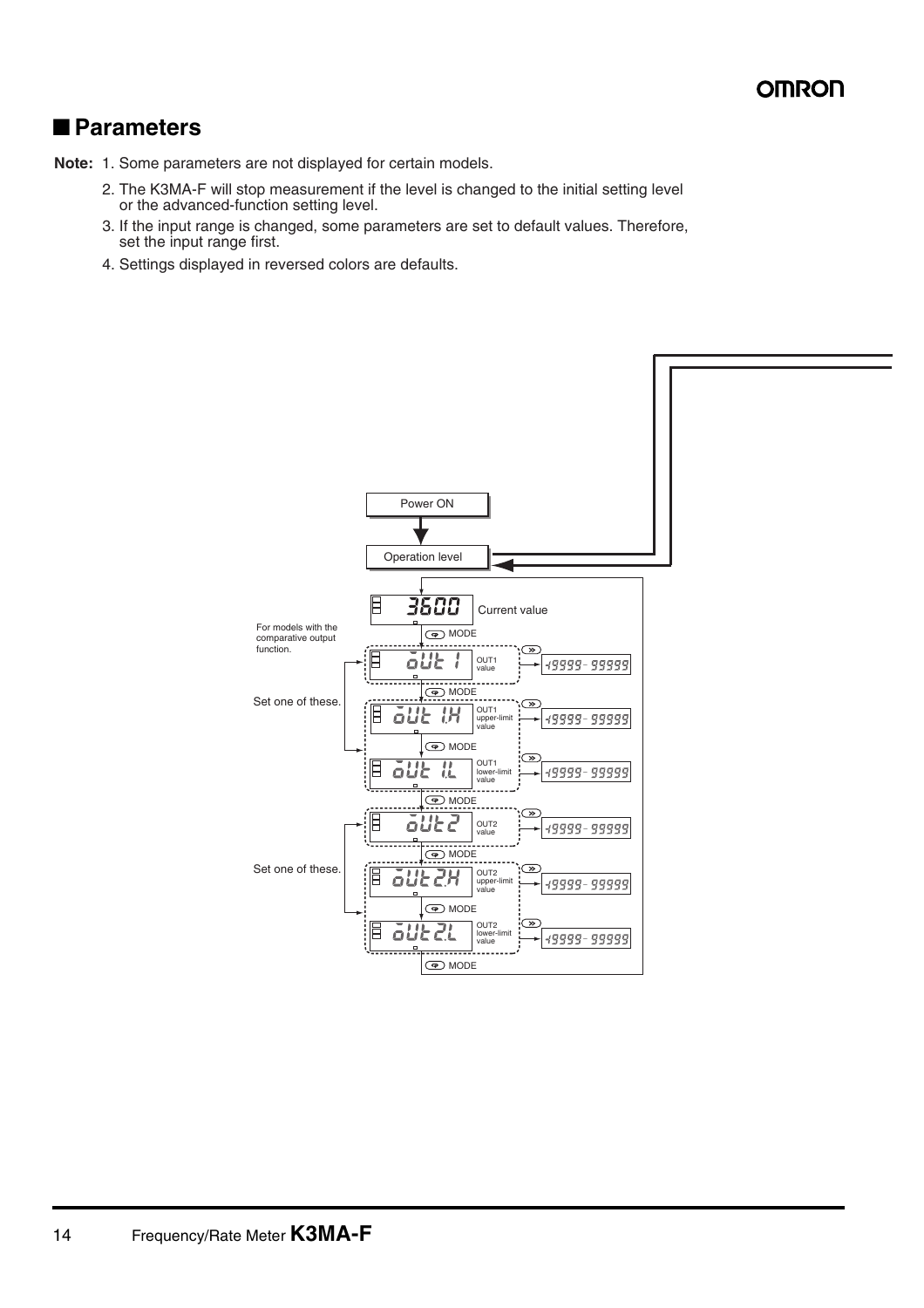## ■ Parameters

**Note:** 1. Some parameters are not displayed for certain models.

2. The K3MA-F will stop measurement if the level is changed to the initial setting level or the advanced-function setting level.

3. If the input range is changed, some parameters are set to default values. Therefore, set the input range first.

4. Settings displayed in reversed colors are defaults.

Power ON

Operation level

3600 Current value

MODE

For models with the comparative output function.

Set one of these.

oUt 1 OUT1 value → -19999 - 99999

MODE

oUt 1.H OUT1 upper-limit value → -19999 - 99999

MODE

oUt 1.L OUT1 lower-limit value → -19999 - 99999

MODE

Set one of these.

oUt2 OUT2 value → -19999 - 99999

MODE

oUt2.H OUT2 upper-limit value → -19999 - 99999

MODE

oUt2.L OUT2 lower-limit value → -19999 - 99999

MODE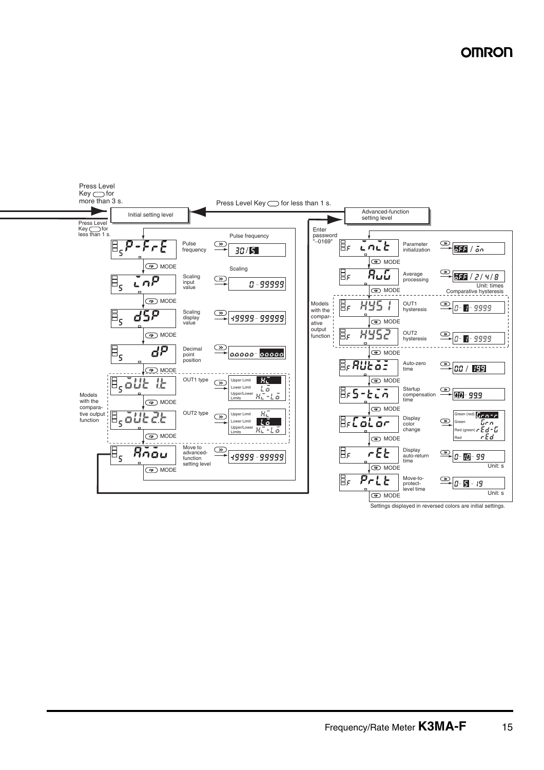Press Level Key for more than 3 s.

Press Level Key for less than 1 s.

## Initial setting level

Press Level Key for less than 1 s.

| Display | Parameter | Setting range |
|---|---|---|
| P-FrE | Pulse frequency | Pulse frequency: 30 / 5 |
| inP | Scaling input value | Scaling: 0 - 99999 |
| dSP | Scaling display value | -19999 - 99999 |
| dP | Decimal point position | 0.0000 - 00000 |
| oUt1t | OUT1 type | Upper Limit: H; Lower Limit: Lo; Upper/Lower Limits: H-Lo |
| oUt2t | OUT2 type | Upper Limit: H; Lower Limit: Lo; Upper/Lower Limits: H-Lo |
| Amov | Move to advanced-function setting level | -19999 - 99999 |

OUT1 type and OUT2 type: Models with the comparative output function

## Advanced-function setting level

Enter password "–0169"

| Display | Parameter | Setting range |
|---|---|---|
| init | Parameter initialization | oFF / on |
| AvG | Average processing | oFF / 2 / 4 / 8 (Unit: times) |
| HyS1 | OUT1 hysteresis | Comparative hysteresis: 0 - 1 - 9999 |
| HyS2 | OUT2 hysteresis | 0 - 1 - 9999 |
| AUtoZ | Auto-zero time | 00 / 199 |
| S-tim | Startup compensation time | 00 - 99.9 |
| CoLor | Display color change | Green (red): Grn-r; Green: Grn; Red (green): rEd-G; Red: rEd |
| rEt | Display auto-return time | 0 - 10 - 99 (Unit: s) |
| PrLt | Move-to-protect-level time | 0 - 5 - 19 (Unit: s) |

OUT1 hysteresis and OUT2 hysteresis: Models with the comparative output function

Settings displayed in reversed colors are initial settings.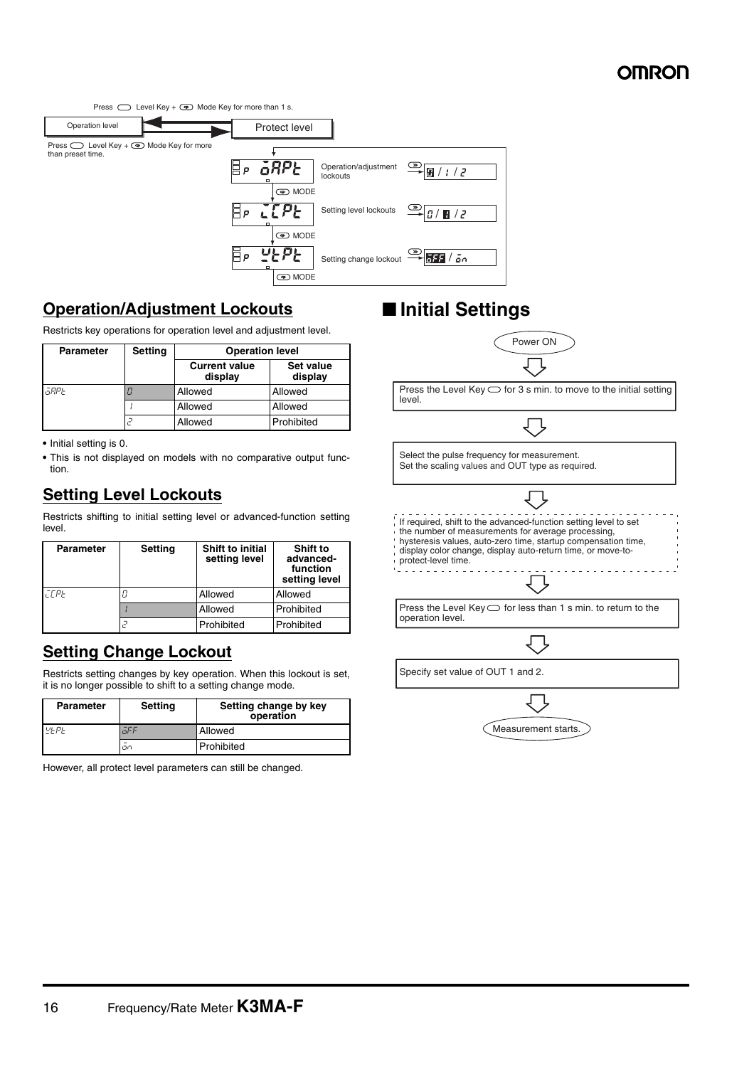Press Level Key + Mode Key for more than 1 s.

Operation level ⇄ Protect level

Press Level Key + Mode Key for more than preset time.

- oAPt — Operation/adjustment lockouts — 0 / 1 / 2
- MODE
- iCPt — Setting level lockouts — 0 / 1 / 2
- MODE
- WtPt — Setting change lockout — oFF / on
- MODE

## Operation/Adjustment Lockouts

Restricts key operations for operation level and adjustment level.

| Parameter | Setting | Operation level | |
|---|---|---|---|
| | | Current value display | Set value display |
| oAPt | 0 | Allowed | Allowed |
| | 1 | Allowed | Allowed |
| | 2 | Allowed | Prohibited |

- Initial setting is 0.
- This is not displayed on models with no comparative output function.

## Setting Level Lockouts

Restricts shifting to initial setting level or advanced-function setting level.

| Parameter | Setting | Shift to initial setting level | Shift to advanced-function setting level |
|---|---|---|---|
| iCPt | 0 | Allowed | Allowed |
| | 1 | Allowed | Prohibited |
| | 2 | Prohibited | Prohibited |

## Setting Change Lockout

Restricts setting changes by key operation. When this lockout is set, it is no longer possible to shift to a setting change mode.

| Parameter | Setting | Setting change by key operation |
|---|---|---|
| WtPt | oFF | Allowed |
| | on | Prohibited |

However, all protect level parameters can still be changed.

# ■ Initial Settings

Power ON

↓

Press the Level Key for 3 s min. to move to the initial setting level.

↓

Select the pulse frequency for measurement.
Set the scaling values and OUT type as required.

↓

If required, shift to the advanced-function setting level to set the number of measurements for average processing, hysteresis values, auto-zero time, startup compensation time, display color change, display auto-return time, or move-to-protect-level time.

↓

Press the Level Key for less than 1 s min. to return to the operation level.

↓

Specify set value of OUT 1 and 2.

↓

Measurement starts.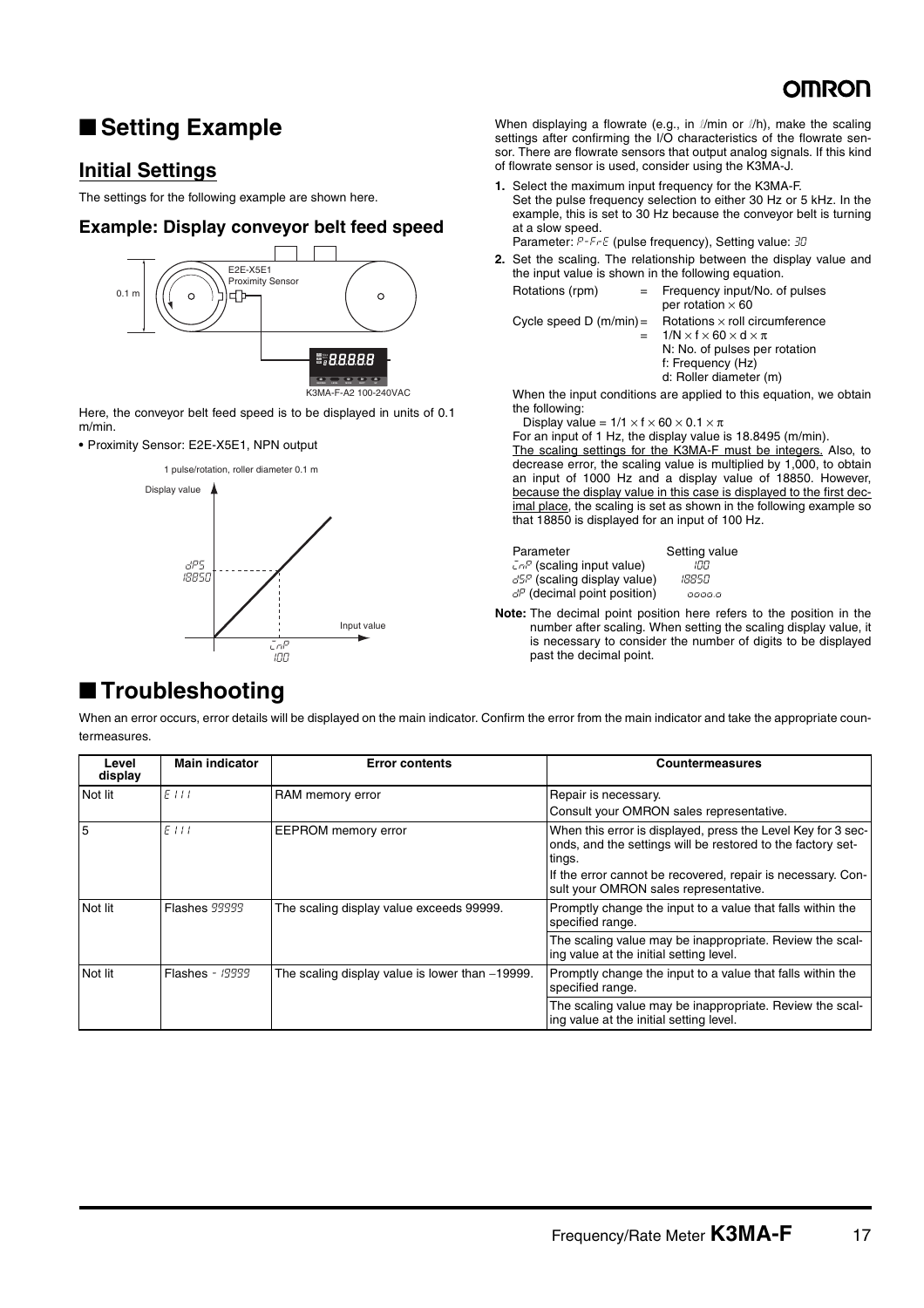## ■ Setting Example

### Initial Settings

The settings for the following example are shown here.

#### Example: Display conveyor belt feed speed

0.1 m

E2E-X5E1
Proximity Sensor

K3MA-F-A2 100-240VAC

Here, the conveyor belt feed speed is to be displayed in units of 0.1 m/min.

- Proximity Sensor: E2E-X5E1, NPN output

1 pulse/rotation, roller diameter 0.1 m

Display value

dPS
18850

Input value

inP
100

When displaying a flowrate (e.g., in l/min or l/h), make the scaling settings after confirming the I/O characteristics of the flowrate sensor. There are flowrate sensors that output analog signals. If this kind of flowrate sensor is used, consider using the K3MA-J.

1. Select the maximum input frequency for the K3MA-F.
   Set the pulse frequency selection to either 30 Hz or 5 kHz. In the example, this is set to 30 Hz because the conveyor belt is turning at a slow speed.
   Parameter: P-FrE (pulse frequency), Setting value: 30
2. Set the scaling. The relationship between the display value and the input value is shown in the following equation.

   Rotations (rpm) = Frequency input/No. of pulses per rotation $\times$ 60

   Cycle speed D (m/min) = Rotations $\times$ roll circumference
   = $1/N \times f \times 60 \times d \times \pi$
   N: No. of pulses per rotation
   f: Frequency (Hz)
   d: Roller diameter (m)

   When the input conditions are applied to this equation, we obtain the following:

   Display value = $1/1 \times f \times 60 \times 0.1 \times \pi$

   For an input of 1 Hz, the display value is 18.8495 (m/min).
   The scaling settings for the K3MA-F must be integers. Also, to decrease error, the scaling value is multiplied by 1,000, to obtain an input of 1000 Hz and a display value of 18850. However, because the display value in this case is displayed to the first decimal place, the scaling is set as shown in the following example so that 18850 is displayed for an input of 100 Hz.

| Parameter | Setting value |
|---|---|
| inP (scaling input value) | 100 |
| dSP (scaling display value) | 18850 |
| dP (decimal point position) | 0000.0 |

**Note:** The decimal point position here refers to the position in the number after scaling. When setting the scaling display value, it is necessary to consider the number of digits to be displayed past the decimal point.

## ■ Troubleshooting

When an error occurs, error details will be displayed on the main indicator. Confirm the error from the main indicator and take the appropriate countermeasures.

| Level display | Main indicator | Error contents | Countermeasures |
|---|---|---|---|
| Not lit | E111 | RAM memory error | Repair is necessary. Consult your OMRON sales representative. |
| 5 | E111 | EEPROM memory error | When this error is displayed, press the Level Key for 3 seconds, and the settings will be restored to the factory settings. If the error cannot be recovered, repair is necessary. Consult your OMRON sales representative. |
| Not lit | Flashes 99999 | The scaling display value exceeds 99999. | Promptly change the input to a value that falls within the specified range. The scaling value may be inappropriate. Review the scaling value at the initial setting level. |
| Not lit | Flashes -19999 | The scaling display value is lower than −19999. | Promptly change the input to a value that falls within the specified range. The scaling value may be inappropriate. Review the scaling value at the initial setting level. |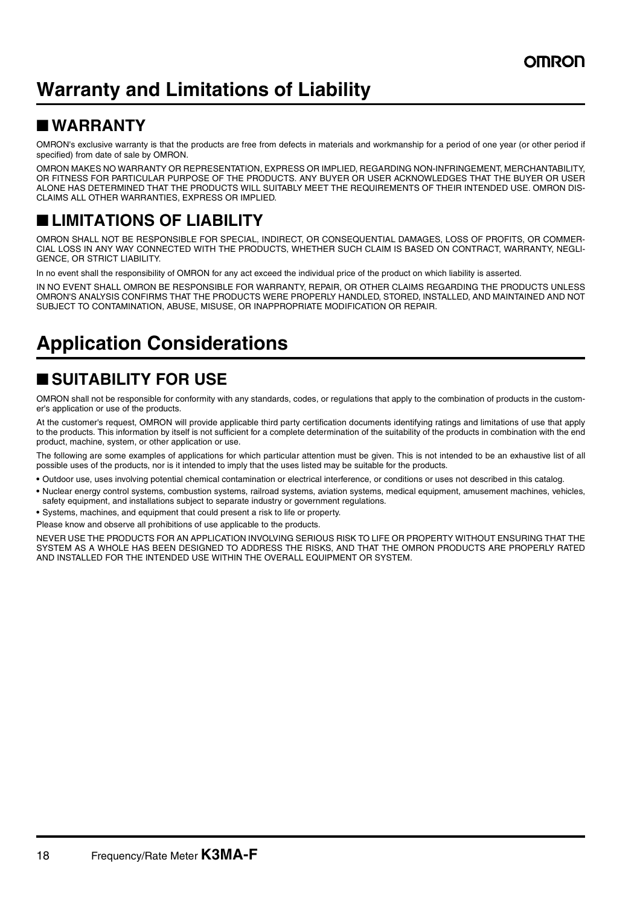# Warranty and Limitations of Liability

## ■ WARRANTY

OMRON's exclusive warranty is that the products are free from defects in materials and workmanship for a period of one year (or other period if specified) from date of sale by OMRON.

OMRON MAKES NO WARRANTY OR REPRESENTATION, EXPRESS OR IMPLIED, REGARDING NON-INFRINGEMENT, MERCHANTABILITY, OR FITNESS FOR PARTICULAR PURPOSE OF THE PRODUCTS. ANY BUYER OR USER ACKNOWLEDGES THAT THE BUYER OR USER ALONE HAS DETERMINED THAT THE PRODUCTS WILL SUITABLY MEET THE REQUIREMENTS OF THEIR INTENDED USE. OMRON DISCLAIMS ALL OTHER WARRANTIES, EXPRESS OR IMPLIED.

## ■ LIMITATIONS OF LIABILITY

OMRON SHALL NOT BE RESPONSIBLE FOR SPECIAL, INDIRECT, OR CONSEQUENTIAL DAMAGES, LOSS OF PROFITS, OR COMMERCIAL LOSS IN ANY WAY CONNECTED WITH THE PRODUCTS, WHETHER SUCH CLAIM IS BASED ON CONTRACT, WARRANTY, NEGLIGENCE, OR STRICT LIABILITY.

In no event shall the responsibility of OMRON for any act exceed the individual price of the product on which liability is asserted.

IN NO EVENT SHALL OMRON BE RESPONSIBLE FOR WARRANTY, REPAIR, OR OTHER CLAIMS REGARDING THE PRODUCTS UNLESS OMRON'S ANALYSIS CONFIRMS THAT THE PRODUCTS WERE PROPERLY HANDLED, STORED, INSTALLED, AND MAINTAINED AND NOT SUBJECT TO CONTAMINATION, ABUSE, MISUSE, OR INAPPROPRIATE MODIFICATION OR REPAIR.

# Application Considerations

## ■ SUITABILITY FOR USE

OMRON shall not be responsible for conformity with any standards, codes, or regulations that apply to the combination of products in the customer's application or use of the products.

At the customer's request, OMRON will provide applicable third party certification documents identifying ratings and limitations of use that apply to the products. This information by itself is not sufficient for a complete determination of the suitability of the products in combination with the end product, machine, system, or other application or use.

The following are some examples of applications for which particular attention must be given. This is not intended to be an exhaustive list of all possible uses of the products, nor is it intended to imply that the uses listed may be suitable for the products.

- Outdoor use, uses involving potential chemical contamination or electrical interference, or conditions or uses not described in this catalog.
- Nuclear energy control systems, combustion systems, railroad systems, aviation systems, medical equipment, amusement machines, vehicles, safety equipment, and installations subject to separate industry or government regulations.
- Systems, machines, and equipment that could present a risk to life or property.

Please know and observe all prohibitions of use applicable to the products.

NEVER USE THE PRODUCTS FOR AN APPLICATION INVOLVING SERIOUS RISK TO LIFE OR PROPERTY WITHOUT ENSURING THAT THE SYSTEM AS A WHOLE HAS BEEN DESIGNED TO ADDRESS THE RISKS, AND THAT THE OMRON PRODUCTS ARE PROPERLY RATED AND INSTALLED FOR THE INTENDED USE WITHIN THE OVERALL EQUIPMENT OR SYSTEM.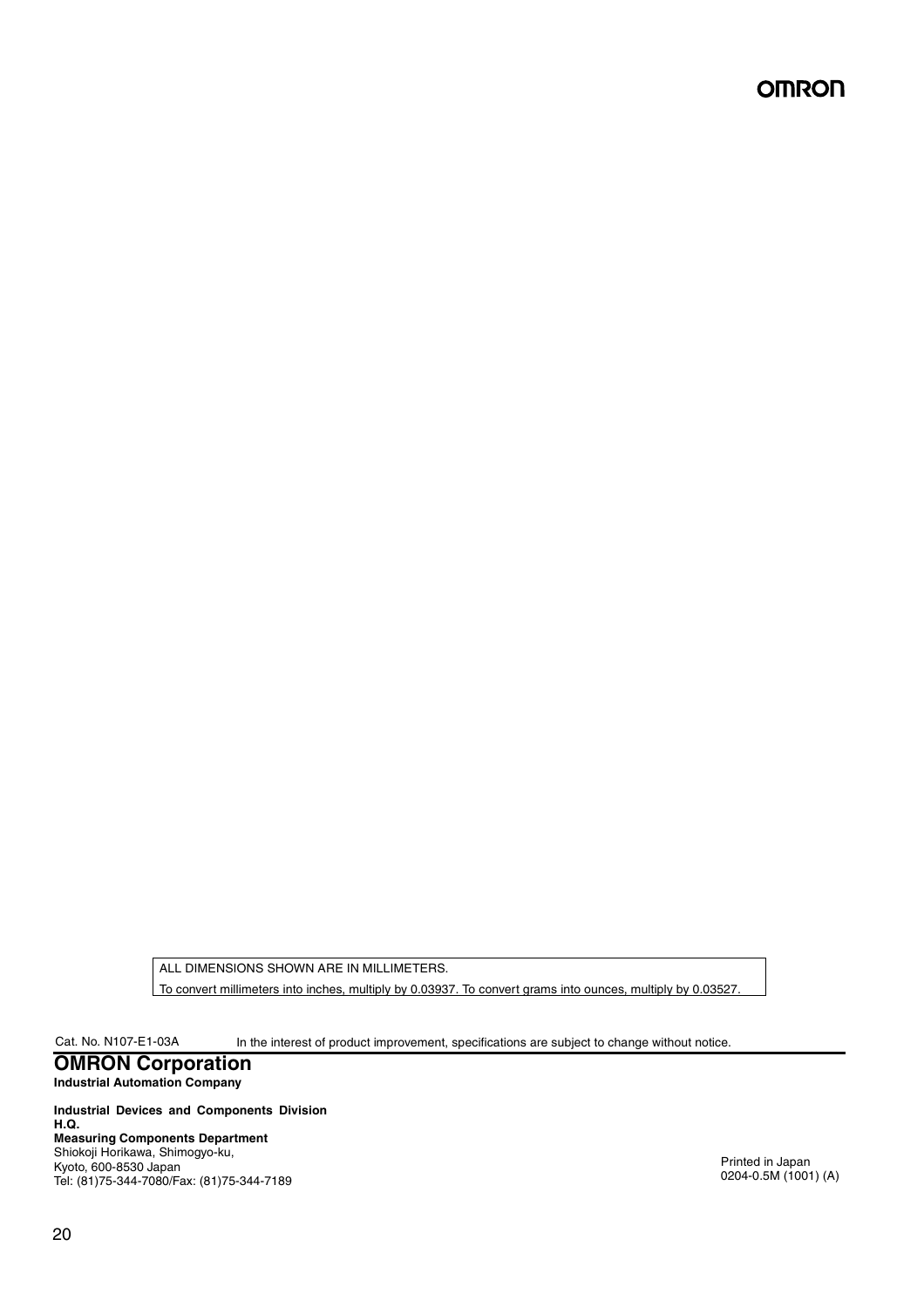ALL DIMENSIONS SHOWN ARE IN MILLIMETERS.

To convert millimeters into inches, multiply by 0.03937. To convert grams into ounces, multiply by 0.03527.

Cat. No. N107-E1-03A In the interest of product improvement, specifications are subject to change without notice.

**OMRON Corporation**
**Industrial Automation Company**

**Industrial Devices and Components Division H.Q.**
**Measuring Components Department**
Shiokoji Horikawa, Shimogyo-ku,
Kyoto, 600-8530 Japan
Tel: (81)75-344-7080/Fax: (81)75-344-7189

Printed in Japan
0204-0.5M (1001) (A)